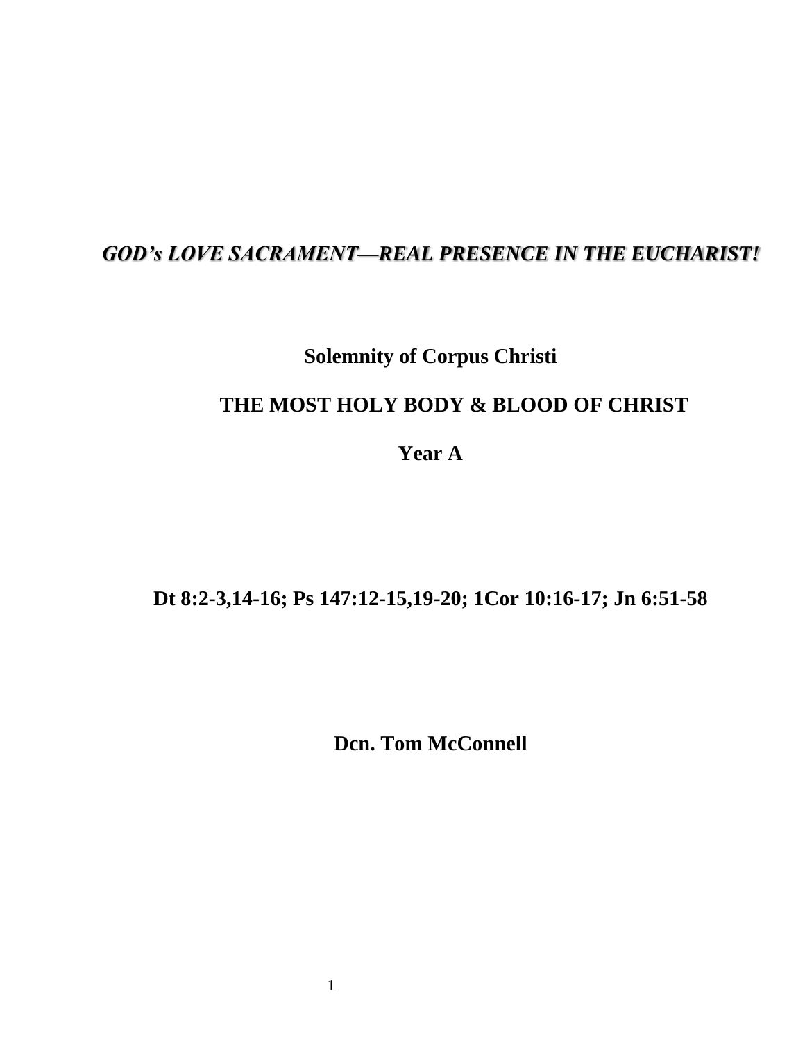# *GOD's LOVE SACRAMENT—REAL PRESENCE IN THE EUCHARIST!*

**Solemnity of Corpus Christi**

**THE MOST HOLY BODY & BLOOD OF CHRIST**

**Year A**

**Dt 8:2-3,14-16; Ps 147:12-15,19-20; 1Cor 10:16-17; Jn 6:51-58**

**Dcn. Tom McConnell**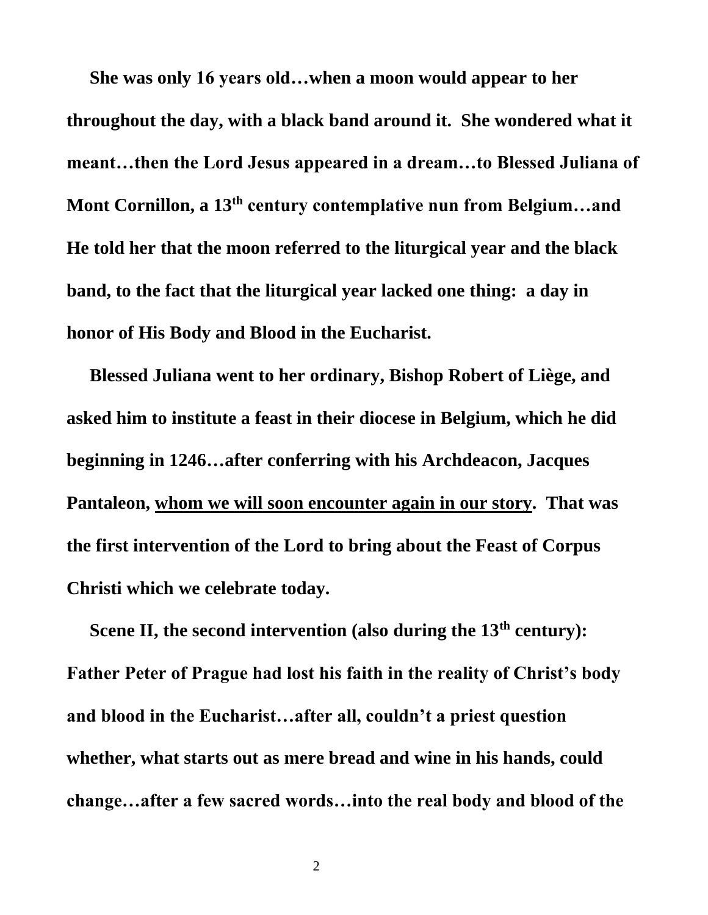**She was only 16 years old…when a moon would appear to her throughout the day, with a black band around it. She wondered what it meant…then the Lord Jesus appeared in a dream…to Blessed Juliana of Mont Cornillon, a 13th century contemplative nun from Belgium…and He told her that the moon referred to the liturgical year and the black band, to the fact that the liturgical year lacked one thing: a day in honor of His Body and Blood in the Eucharist.**

**Blessed Juliana went to her ordinary, Bishop Robert of Liège, and asked him to institute a feast in their diocese in Belgium, which he did beginning in 1246…after conferring with his Archdeacon, Jacques Pantaleon, <u>whom we will soon encounter again in our story</u>. That was the first intervention of the Lord to bring about the Feast of Corpus Christi which we celebrate today.**

**Scene II, the second intervention (also during the 13th century): Father Peter of Prague had lost his faith in the reality of Christ's body and blood in the Eucharist…after all, couldn't a priest question whether, what starts out as mere bread and wine in his hands, could change…after a few sacred words…into the real body and blood of the**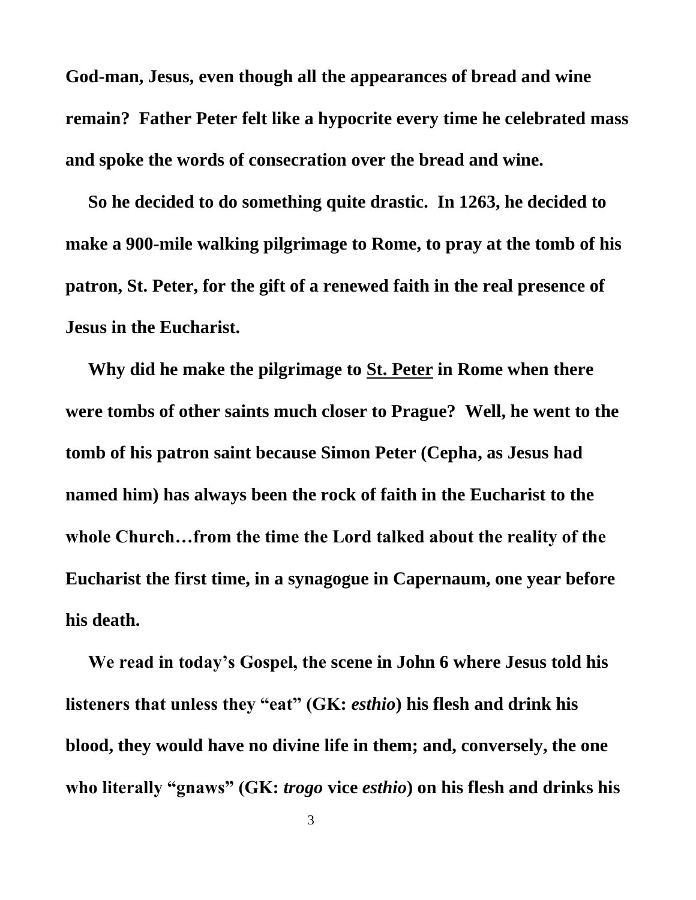**God-man, Jesus, even though all the appearances of bread and wine remain? Father Peter felt like a hypocrite every time he celebrated mass and spoke the words of consecration over the bread and wine.**

**So he decided to do something quite drastic. In 1263, he decided to make a 900-mile walking pilgrimage to Rome, to pray at the tomb of his patron, St. Peter, for the gift of a renewed faith in the real presence of Jesus in the Eucharist.**

**Why did he make the pilgrimage to <u>St. Peter</u> in Rome when there were tombs of other saints much closer to Prague? Well, he went to the tomb of his patron saint because Simon Peter (Cepha, as Jesus had named him) has always been the rock of faith in the Eucharist to the whole Church…from the time the Lord talked about the reality of the Eucharist the first time, in a synagogue in Capernaum, one year before his death.**

**We read in today's Gospel, the scene in John 6 where Jesus told his listeners that unless they "eat" (GK: *esthio*) his flesh and drink his blood, they would have no divine life in them; and, conversely, the one who literally "gnaws" (GK: *trogo* vice *esthio*) on his flesh and drinks his**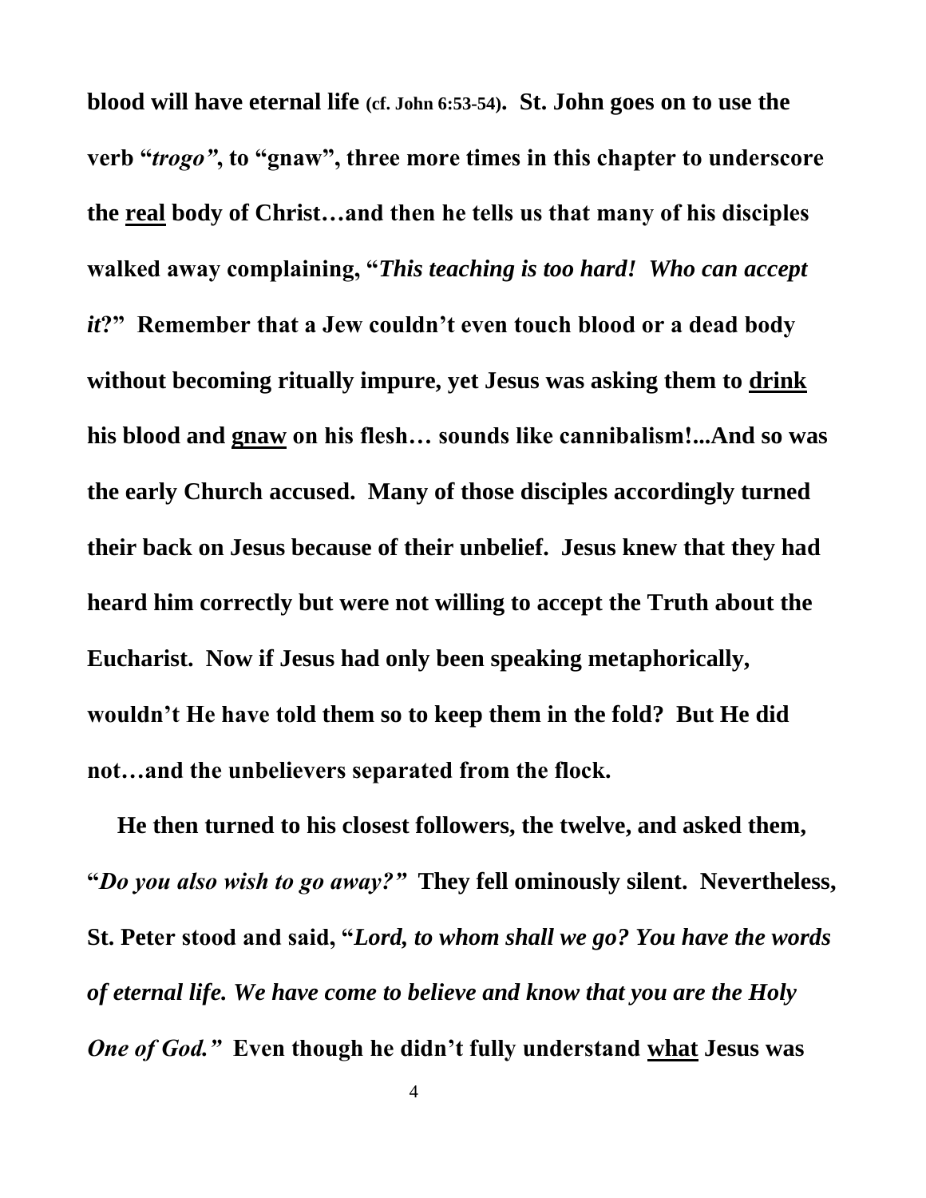**blood will have eternal life** (cf. John 6:53-54)**. St. John goes on to use the verb "*trogo*", to "gnaw", three more times in this chapter to underscore the <u>real</u> body of Christ…and then he tells us that many of his disciples walked away complaining, "*This teaching is too hard! Who can accept it*?" Remember that a Jew couldn't even touch blood or a dead body without becoming ritually impure, yet Jesus was asking them to <u>drink</u> his blood and <u>gnaw</u> on his flesh… sounds like cannibalism!...And so was the early Church accused. Many of those disciples accordingly turned their back on Jesus because of their unbelief. Jesus knew that they had heard him correctly but were not willing to accept the Truth about the Eucharist. Now if Jesus had only been speaking metaphorically, wouldn't He have told them so to keep them in the fold? But He did not…and the unbelievers separated from the flock.**

**He then turned to his closest followers, the twelve, and asked them, "*Do you also wish to go away?*" They fell ominously silent. Nevertheless, St. Peter stood and said, "*Lord, to whom shall we go? You have the words of eternal life. We have come to believe and know that you are the Holy One of God.*" Even though he didn't fully understand <u>what</u> Jesus was**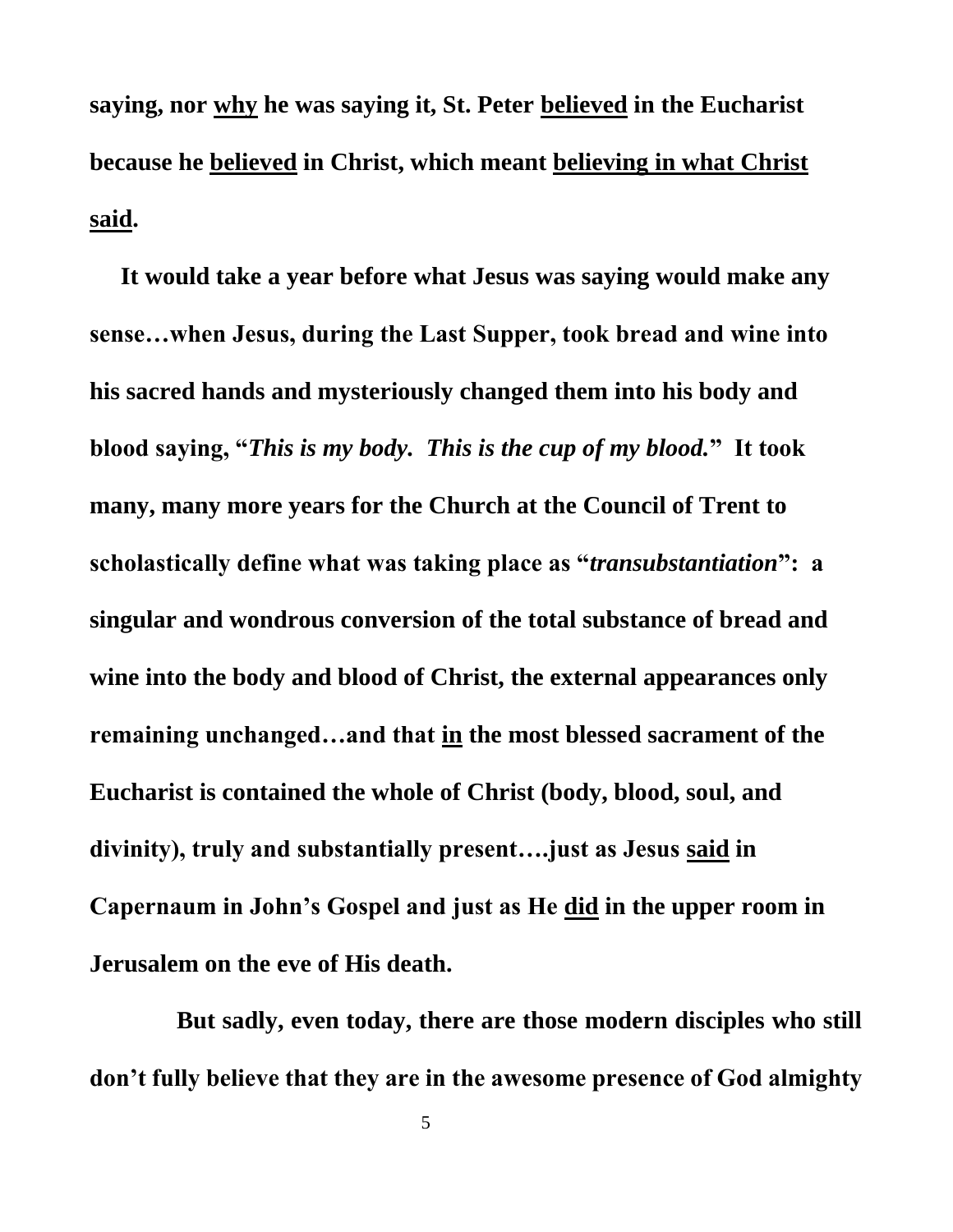**saying, nor <u>why</u> he was saying it, St. Peter <u>believed</u> in the Eucharist because he <u>believed</u> in Christ, which meant <u>believing in what Christ said</u>.**

**It would take a year before what Jesus was saying would make any sense…when Jesus, during the Last Supper, took bread and wine into his sacred hands and mysteriously changed them into his body and blood saying, "*This is my body. This is the cup of my blood.*" It took many, many more years for the Church at the Council of Trent to scholastically define what was taking place as "*transubstantiation*": a singular and wondrous conversion of the total substance of bread and wine into the body and blood of Christ, the external appearances only remaining unchanged…and that <u>in</u> the most blessed sacrament of the Eucharist is contained the whole of Christ (body, blood, soul, and divinity), truly and substantially present….just as Jesus <u>said</u> in Capernaum in John's Gospel and just as He <u>did</u> in the upper room in Jerusalem on the eve of His death.**

**But sadly, even today, there are those modern disciples who still don't fully believe that they are in the awesome presence of God almighty**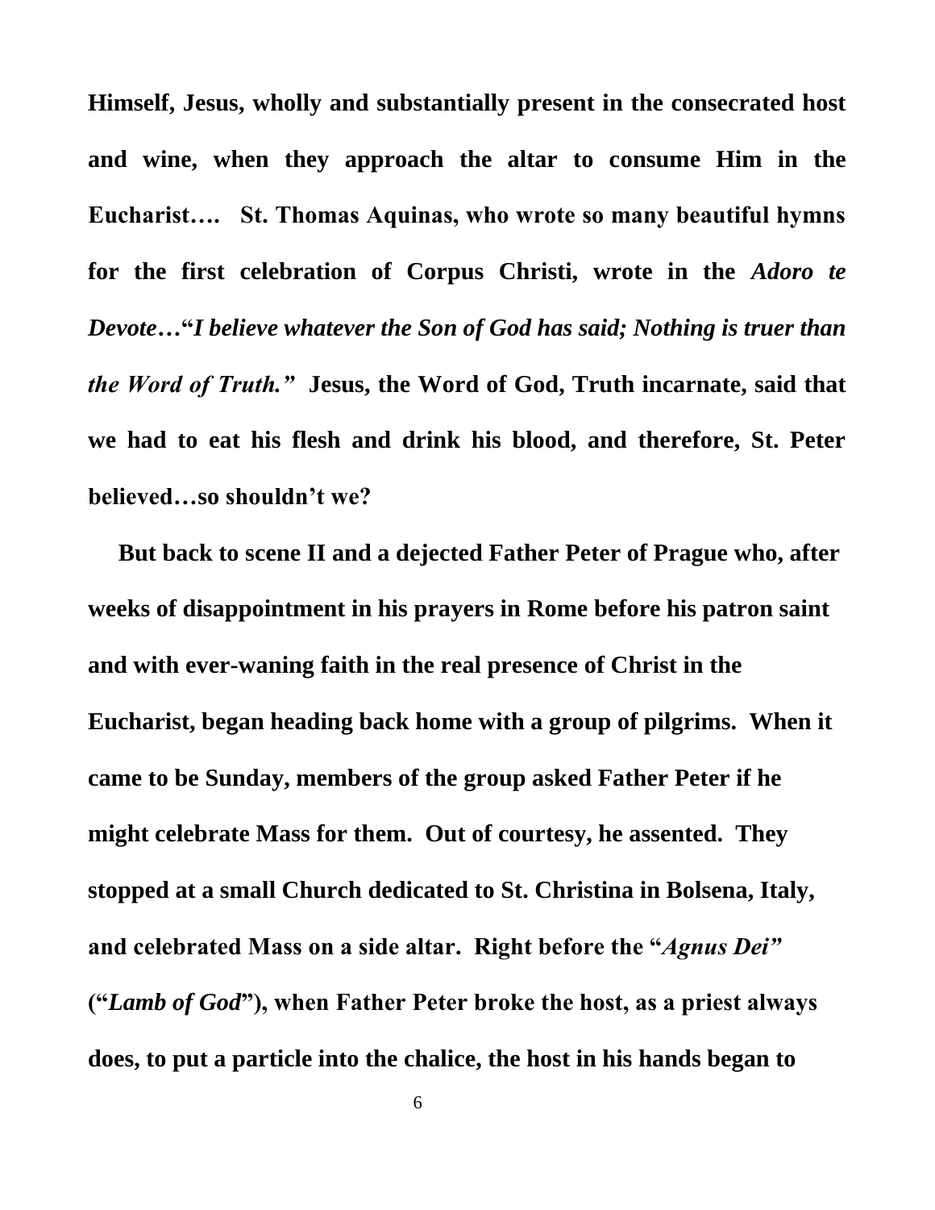**Himself, Jesus, wholly and substantially present in the consecrated host and wine, when they approach the altar to consume Him in the Eucharist…. St. Thomas Aquinas, who wrote so many beautiful hymns for the first celebration of Corpus Christi, wrote in the *Adoro te Devote*…"*I believe whatever the Son of God has said; Nothing is truer than the Word of Truth."* Jesus, the Word of God, Truth incarnate, said that we had to eat his flesh and drink his blood, and therefore, St. Peter believed…so shouldn't we?**

**But back to scene II and a dejected Father Peter of Prague who, after weeks of disappointment in his prayers in Rome before his patron saint and with ever-waning faith in the real presence of Christ in the Eucharist, began heading back home with a group of pilgrims. When it came to be Sunday, members of the group asked Father Peter if he might celebrate Mass for them. Out of courtesy, he assented. They stopped at a small Church dedicated to St. Christina in Bolsena, Italy, and celebrated Mass on a side altar. Right before the "*Agnus Dei*" ("*Lamb of God*"), when Father Peter broke the host, as a priest always does, to put a particle into the chalice, the host in his hands began to**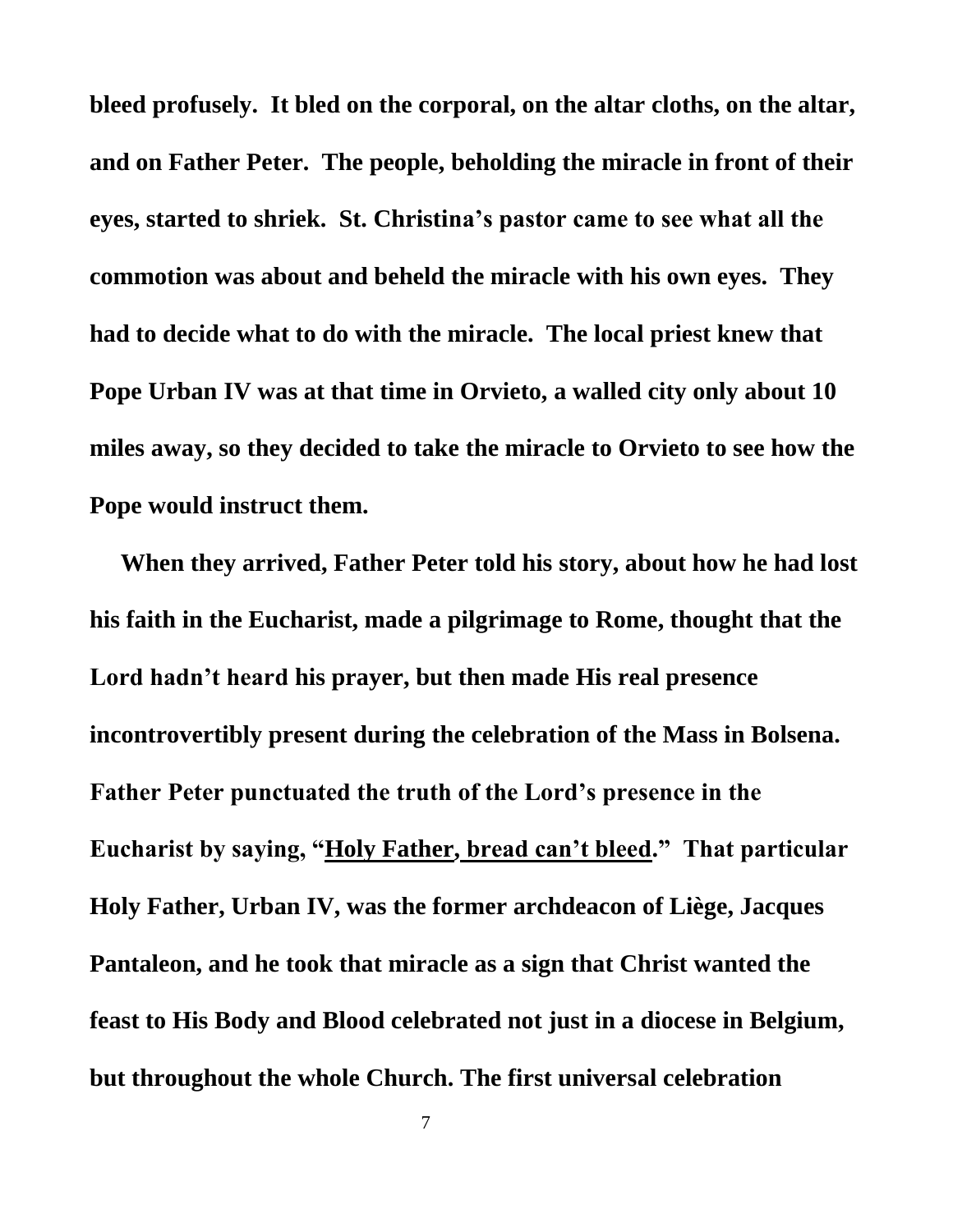**bleed profusely. It bled on the corporal, on the altar cloths, on the altar, and on Father Peter. The people, beholding the miracle in front of their eyes, started to shriek. St. Christina's pastor came to see what all the commotion was about and beheld the miracle with his own eyes. They had to decide what to do with the miracle. The local priest knew that Pope Urban IV was at that time in Orvieto, a walled city only about 10 miles away, so they decided to take the miracle to Orvieto to see how the Pope would instruct them.**

**When they arrived, Father Peter told his story, about how he had lost his faith in the Eucharist, made a pilgrimage to Rome, thought that the Lord hadn't heard his prayer, but then made His real presence incontrovertibly present during the celebration of the Mass in Bolsena. Father Peter punctuated the truth of the Lord's presence in the Eucharist by saying, "<u>Holy Father, bread can't bleed</u>." That particular Holy Father, Urban IV, was the former archdeacon of Liège, Jacques Pantaleon, and he took that miracle as a sign that Christ wanted the feast to His Body and Blood celebrated not just in a diocese in Belgium, but throughout the whole Church. The first universal celebration**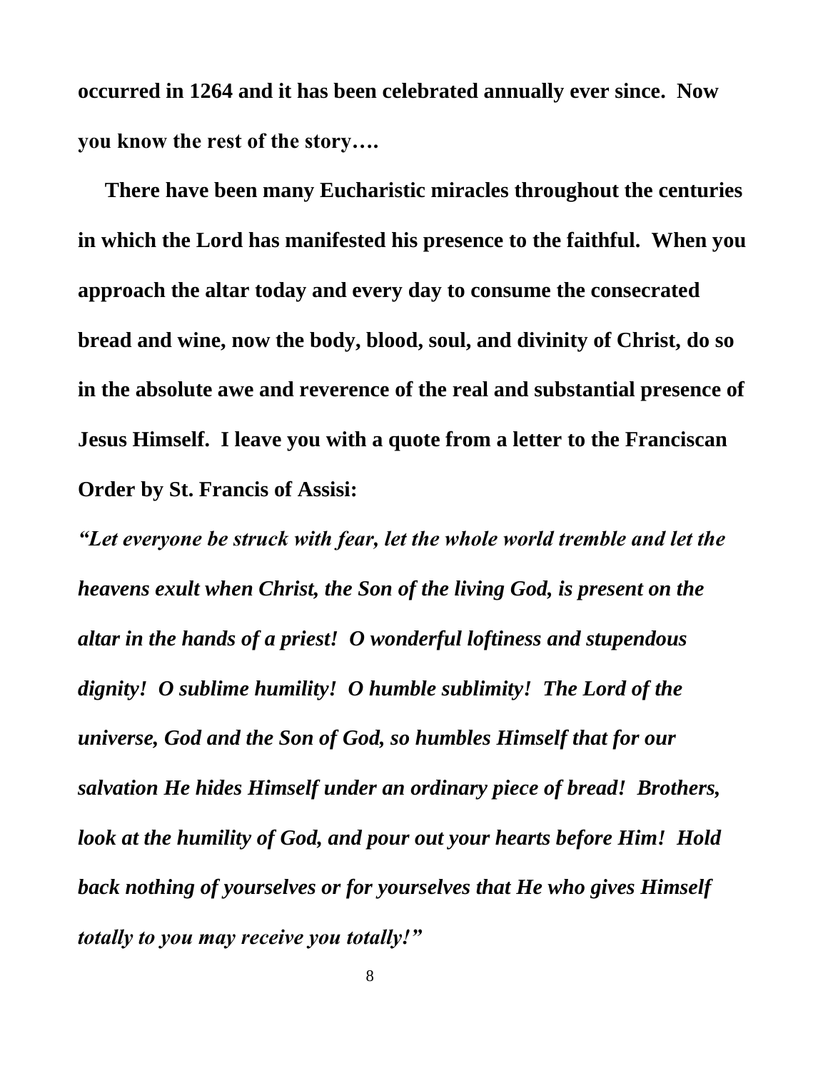**occurred in 1264 and it has been celebrated annually ever since. Now you know the rest of the story….**

**There have been many Eucharistic miracles throughout the centuries in which the Lord has manifested his presence to the faithful. When you approach the altar today and every day to consume the consecrated bread and wine, now the body, blood, soul, and divinity of Christ, do so in the absolute awe and reverence of the real and substantial presence of Jesus Himself. I leave you with a quote from a letter to the Franciscan Order by St. Francis of Assisi:**

***"Let everyone be struck with fear, let the whole world tremble and let the heavens exult when Christ, the Son of the living God, is present on the altar in the hands of a priest! O wonderful loftiness and stupendous dignity! O sublime humility! O humble sublimity! The Lord of the universe, God and the Son of God, so humbles Himself that for our salvation He hides Himself under an ordinary piece of bread! Brothers, look at the humility of God, and pour out your hearts before Him! Hold back nothing of yourselves or for yourselves that He who gives Himself totally to you may receive you totally!"***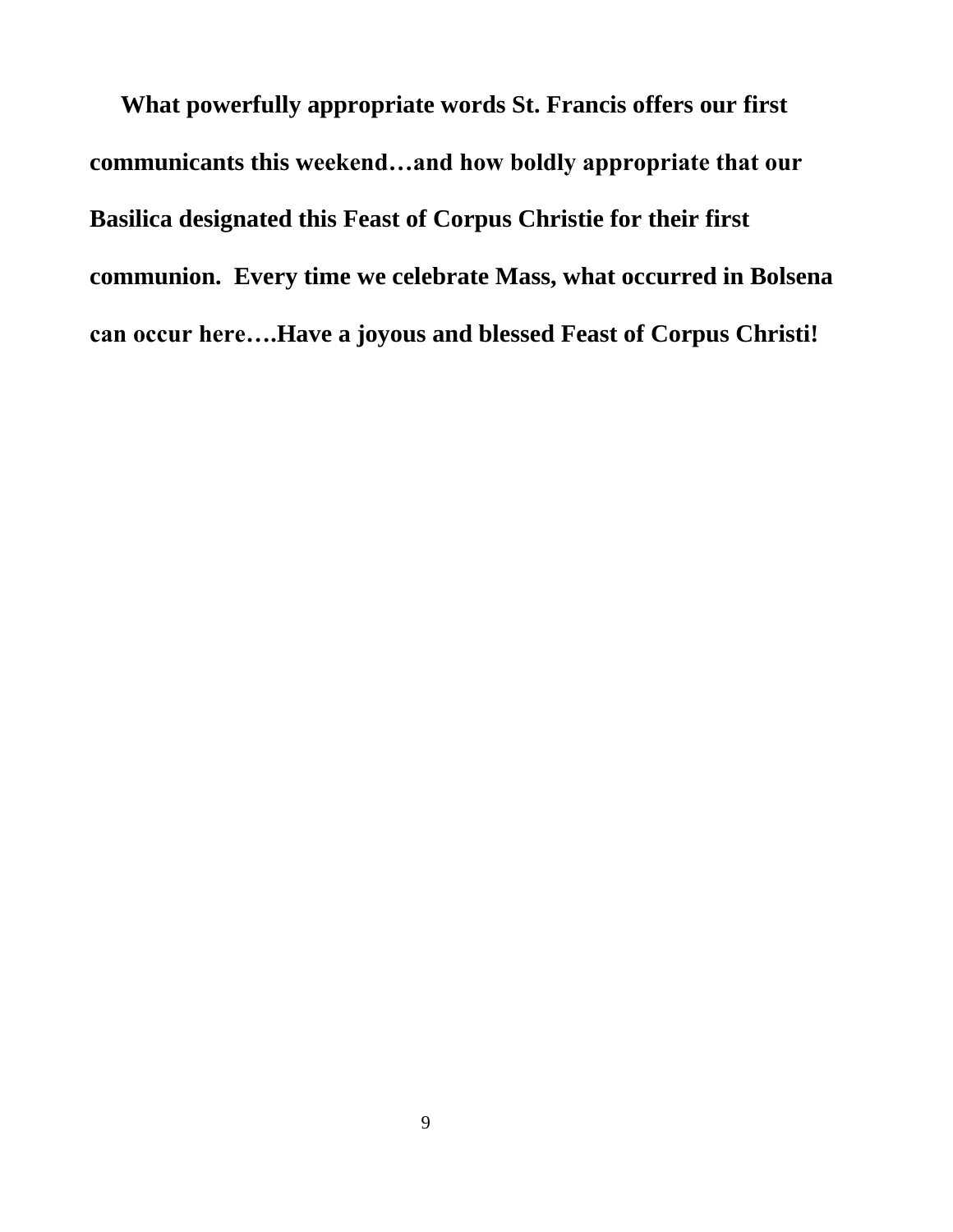**What powerfully appropriate words St. Francis offers our first communicants this weekend…and how boldly appropriate that our Basilica designated this Feast of Corpus Christie for their first communion. Every time we celebrate Mass, what occurred in Bolsena can occur here….Have a joyous and blessed Feast of Corpus Christi!**